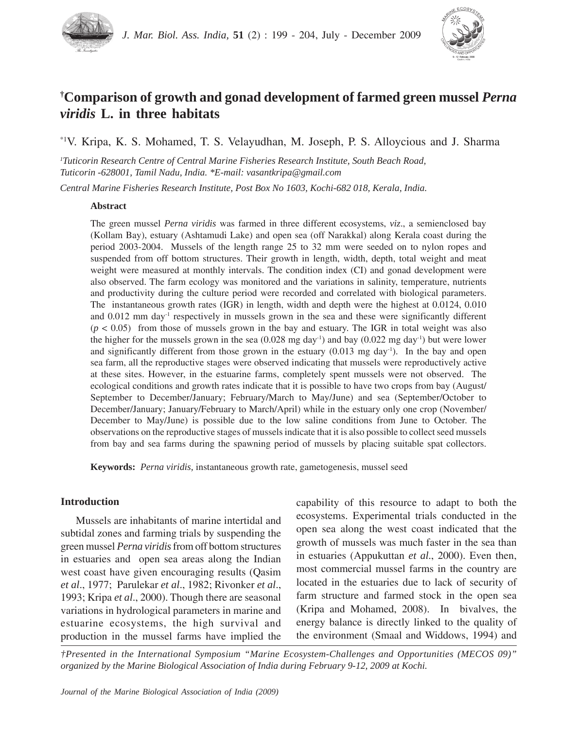# [†]Comparison of growth and gonad development of farmed green mussel *Perna viridis* L. in three habitats

[*1]V. Kripa, K. S. Mohamed, T. S. Velayudhan, M. Joseph, P. S. Alloycious and J. Sharma

*[1]Tuticorin Research Centre of Central Marine Fisheries Research Institute, South Beach Road, Tuticorin -628001, Tamil Nadu, India. \*E-mail: vasantkripa@gmail.com*

*Central Marine Fisheries Research Institute, Post Box No 1603, Kochi-682 018, Kerala, India.*

## Abstract

The green mussel *Perna viridis* was farmed in three different ecosystems, *viz*., a semienclosed bay (Kollam Bay), estuary (Ashtamudi Lake) and open sea (off Narakkal) along Kerala coast during the period 2003-2004. Mussels of the length range 25 to 32 mm were seeded on to nylon ropes and suspended from off bottom structures. Their growth in length, width, depth, total weight and meat weight were measured at monthly intervals. The condition index (CI) and gonad development were also observed. The farm ecology was monitored and the variations in salinity, temperature, nutrients and productivity during the culture period were recorded and correlated with biological parameters. The instantaneous growth rates (IGR) in length, width and depth were the highest at 0.0124, 0.010 and 0.012 mm day$^{-1}$ respectively in mussels grown in the sea and these were significantly different ($p < 0.05$) from those of mussels grown in the bay and estuary. The IGR in total weight was also the higher for the mussels grown in the sea (0.028 mg day$^{-1}$) and bay (0.022 mg day$^{-1}$) but were lower and significantly different from those grown in the estuary (0.013 mg day$^{-1}$). In the bay and open sea farm, all the reproductive stages were observed indicating that mussels were reproductively active at these sites. However, in the estuarine farms, completely spent mussels were not observed. The ecological conditions and growth rates indicate that it is possible to have two crops from bay (August/ September to December/January; February/March to May/June) and sea (September/October to December/January; January/February to March/April) while in the estuary only one crop (November/ December to May/June) is possible due to the low saline conditions from June to October. The observations on the reproductive stages of mussels indicate that it is also possible to collect seed mussels from bay and sea farms during the spawning period of mussels by placing suitable spat collectors.

**Keywords:** *Perna viridis,* instantaneous growth rate, gametogenesis, mussel seed

## Introduction

Mussels are inhabitants of marine intertidal and subtidal zones and farming trials by suspending the green mussel *Perna viridis* from off bottom structures in estuaries and open sea areas along the Indian west coast have given encouraging results (Qasim *et al*., 1977; Parulekar *et al*., 1982; Rivonker *et al*., 1993; Kripa *et al*., 2000). Though there are seasonal variations in hydrological parameters in marine and estuarine ecosystems, the high survival and production in the mussel farms have implied the capability of this resource to adapt to both the ecosystems. Experimental trials conducted in the open sea along the west coast indicated that the growth of mussels was much faster in the sea than in estuaries (Appukuttan *et al*., 2000). Even then, most commercial mussel farms in the country are located in the estuaries due to lack of security of farm structure and farmed stock in the open sea (Kripa and Mohamed, 2008). In bivalves, the energy balance is directly linked to the quality of the environment (Smaal and Widdows, 1994) and

*†Presented in the International Symposium "Marine Ecosystem-Challenges and Opportunities (MECOS 09)" organized by the Marine Biological Association of India during February 9-12, 2009 at Kochi.*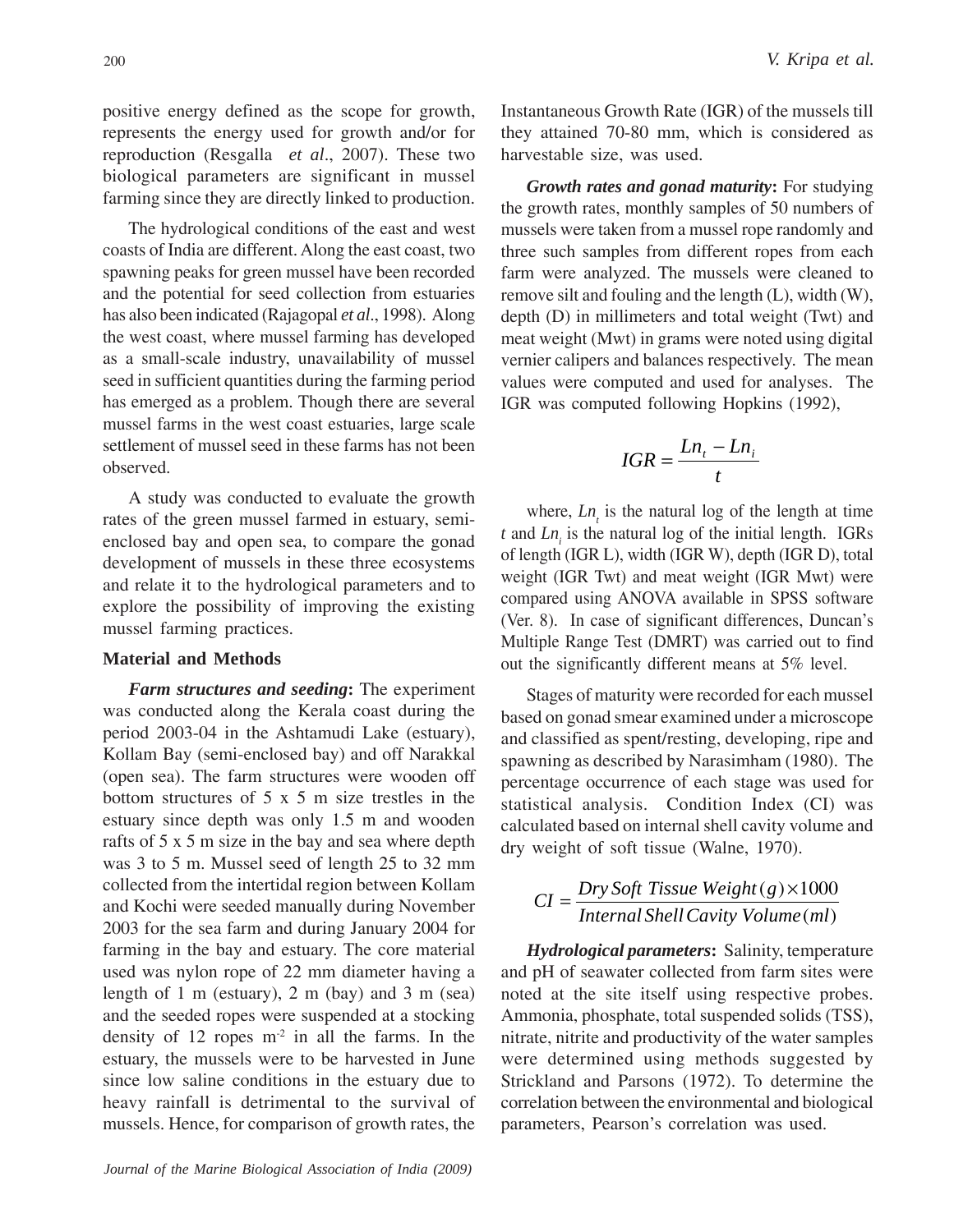positive energy defined as the scope for growth, represents the energy used for growth and/or for reproduction (Resgalla *et al*., 2007). These two biological parameters are significant in mussel farming since they are directly linked to production.

The hydrological conditions of the east and west coasts of India are different. Along the east coast, two spawning peaks for green mussel have been recorded and the potential for seed collection from estuaries has also been indicated (Rajagopal *et al*., 1998). Along the west coast, where mussel farming has developed as a small-scale industry, unavailability of mussel seed in sufficient quantities during the farming period has emerged as a problem. Though there are several mussel farms in the west coast estuaries, large scale settlement of mussel seed in these farms has not been observed.

A study was conducted to evaluate the growth rates of the green mussel farmed in estuary, semi-enclosed bay and open sea, to compare the gonad development of mussels in these three ecosystems and relate it to the hydrological parameters and to explore the possibility of improving the existing mussel farming practices.

## Material and Methods

***Farm structures and seeding*:** The experiment was conducted along the Kerala coast during the period 2003-04 in the Ashtamudi Lake (estuary), Kollam Bay (semi-enclosed bay) and off Narakkal (open sea). The farm structures were wooden off bottom structures of 5 x 5 m size trestles in the estuary since depth was only 1.5 m and wooden rafts of 5 x 5 m size in the bay and sea where depth was 3 to 5 m. Mussel seed of length 25 to 32 mm collected from the intertidal region between Kollam and Kochi were seeded manually during November 2003 for the sea farm and during January 2004 for farming in the bay and estuary. The core material used was nylon rope of 22 mm diameter having a length of 1 m (estuary), 2 m (bay) and 3 m (sea) and the seeded ropes were suspended at a stocking density of 12 ropes $m^{-2}$ in all the farms. In the estuary, the mussels were to be harvested in June since low saline conditions in the estuary due to heavy rainfall is detrimental to the survival of mussels. Hence, for comparison of growth rates, the Instantaneous Growth Rate (IGR) of the mussels till they attained 70-80 mm, which is considered as harvestable size, was used.

***Growth rates and gonad maturity*:** For studying the growth rates, monthly samples of 50 numbers of mussels were taken from a mussel rope randomly and three such samples from different ropes from each farm were analyzed. The mussels were cleaned to remove silt and fouling and the length (L), width (W), depth (D) in millimeters and total weight (Twt) and meat weight (Mwt) in grams were noted using digital vernier calipers and balances respectively. The mean values were computed and used for analyses. The IGR was computed following Hopkins (1992),

$$IGR = \frac{Ln_t - Ln_i}{t}$$

where, $Ln_t$ is the natural log of the length at time $t$ and $Ln_i$ is the natural log of the initial length. IGRs of length (IGR L), width (IGR W), depth (IGR D), total weight (IGR Twt) and meat weight (IGR Mwt) were compared using ANOVA available in SPSS software (Ver. 8). In case of significant differences, Duncan's Multiple Range Test (DMRT) was carried out to find out the significantly different means at 5% level.

Stages of maturity were recorded for each mussel based on gonad smear examined under a microscope and classified as spent/resting, developing, ripe and spawning as described by Narasimham (1980). The percentage occurrence of each stage was used for statistical analysis. Condition Index (CI) was calculated based on internal shell cavity volume and dry weight of soft tissue (Walne, 1970).

$$CI = \frac{Dry\,Soft\;Tissue\;Weight\,(g) \times 1000}{Internal\,Shell\,Cavity\;Volume\,(ml)}$$

***Hydrological parameters*:** Salinity, temperature and pH of seawater collected from farm sites were noted at the site itself using respective probes. Ammonia, phosphate, total suspended solids (TSS), nitrate, nitrite and productivity of the water samples were determined using methods suggested by Strickland and Parsons (1972). To determine the correlation between the environmental and biological parameters, Pearson's correlation was used.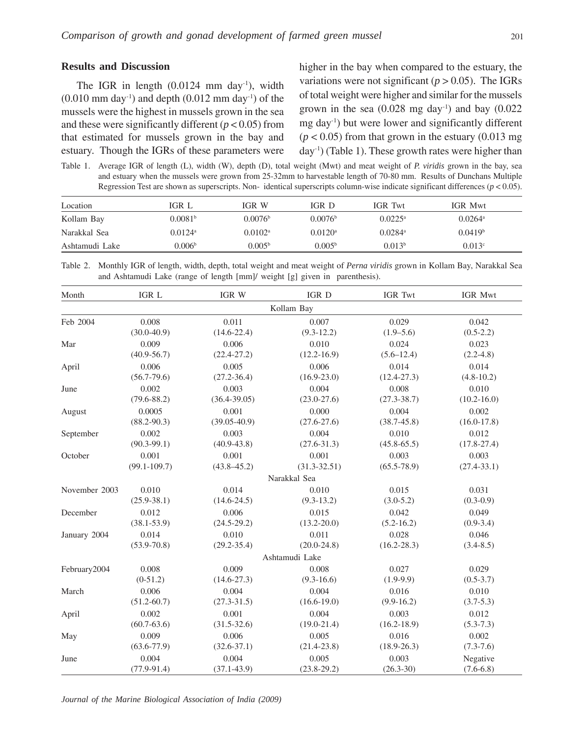## Results and Discussion

The IGR in length (0.0124 mm day$^{-1}$), width (0.010 mm day$^{-1}$) and depth (0.012 mm day$^{-1}$) of the mussels were the highest in mussels grown in the sea and these were significantly different ($p < 0.05$) from that estimated for mussels grown in the bay and estuary. Though the IGRs of these parameters were higher in the bay when compared to the estuary, the variations were not significant ($p > 0.05$). The IGRs of total weight were higher and similar for the mussels grown in the sea (0.028 mg day$^{-1}$) and bay (0.022 mg day$^{-1}$) but were lower and significantly different ($p < 0.05$) from that grown in the estuary (0.013 mg day$^{-1}$) (Table 1). These growth rates were higher than

Table 1. Average IGR of length (L), width (W), depth (D), total weight (Mwt) and meat weight of *P. viridis* grown in the bay, sea and estuary when the mussels were grown from 25-32mm to harvestable length of 70-80 mm. Results of Dunchans Multiple Regression Test are shown as superscripts. Non- identical superscripts column-wise indicate significant differences ($p < 0.05$).

| Location | IGR L | IGR W | IGR D | IGR Twt | IGR Mwt |
|---|---|---|---|---|---|
| Kollam Bay | 0.0081[b] | 0.0076[b] | 0.0076[b] | 0.0225[a] | 0.0264[a] |
| Narakkal Sea | 0.0124[a] | 0.0102[a] | 0.0120[a] | 0.0284[a] | 0.0419[b] |
| Ashtamudi Lake | 0.006[b] | 0.005[b] | 0.005[b] | 0.013[b] | 0.013[c] |

Table 2. Monthly IGR of length, width, depth, total weight and meat weight of *Perna viridis* grown in Kollam Bay, Narakkal Sea and Ashtamudi Lake (range of length [mm]/ weight [g] given in parenthesis).

| Month | IGR L | IGR W | IGR D | IGR Twt | IGR Mwt |
|---|---|---|---|---|---|
| | | | Kollam Bay | | |
| Feb 2004 | 0.008 (30.0-40.9) | 0.011 (14.6-22.4) | 0.007 (9.3-12.2) | 0.029 (1.9–5.6) | 0.042 (0.5-2.2) |
| Mar | 0.009 (40.9-56.7) | 0.006 (22.4-27.2) | 0.010 (12.2-16.9) | 0.024 (5.6–12.4) | 0.023 (2.2-4.8) |
| April | 0.006 (56.7-79.6) | 0.005 (27.2-36.4) | 0.006 (16.9-23.0) | 0.014 (12.4-27.3) | 0.014 (4.8-10.2) |
| June | 0.002 (79.6-88.2) | 0.003 (36.4-39.05) | 0.004 (23.0-27.6) | 0.008 (27.3-38.7) | 0.010 (10.2-16.0) |
| August | 0.0005 (88.2-90.3) | 0.001 (39.05-40.9) | 0.000 (27.6-27.6) | 0.004 (38.7-45.8) | 0.002 (16.0-17.8) |
| September | 0.002 (90.3-99.1) | 0.003 (40.9-43.8) | 0.004 (27.6-31.3) | 0.010 (45.8-65.5) | 0.012 (17.8-27.4) |
| October | 0.001 (99.1-109.7) | 0.001 (43.8–45.2) | 0.001 (31.3-32.51) | 0.003 (65.5-78.9) | 0.003 (27.4-33.1) |
| | | | Narakkal Sea | | |
| November 2003 | 0.010 (25.9-38.1) | 0.014 (14.6-24.5) | 0.010 (9.3-13.2) | 0.015 (3.0-5.2) | 0.031 (0.3-0.9) |
| December | 0.012 (38.1-53.9) | 0.006 (24.5-29.2) | 0.015 (13.2-20.0) | 0.042 (5.2-16.2) | 0.049 (0.9-3.4) |
| January 2004 | 0.014 (53.9-70.8) | 0.010 (29.2-35.4) | 0.011 (20.0-24.8) | 0.028 (16.2-28.3) | 0.046 (3.4-8.5) |
| | | | Ashtamudi Lake | | |
| February2004 | 0.008 (0-51.2) | 0.009 (14.6-27.3) | 0.008 (9.3-16.6) | 0.027 (1.9-9.9) | 0.029 (0.5-3.7) |
| March | 0.006 (51.2-60.7) | 0.004 (27.3-31.5) | 0.004 (16.6-19.0) | 0.016 (9.9-16.2) | 0.010 (3.7-5.3) |
| April | 0.002 (60.7-63.6) | 0.001 (31.5-32.6) | 0.004 (19.0-21.4) | 0.003 (16.2-18.9) | 0.012 (5.3-7.3) |
| May | 0.009 (63.6-77.9) | 0.006 (32.6-37.1) | 0.005 (21.4-23.8) | 0.016 (18.9-26.3) | 0.002 (7.3-7.6) |
| June | 0.004 (77.9-91.4) | 0.004 (37.1-43.9) | 0.005 (23.8-29.2) | 0.003 (26.3-30) | Negative (7.6-6.8) |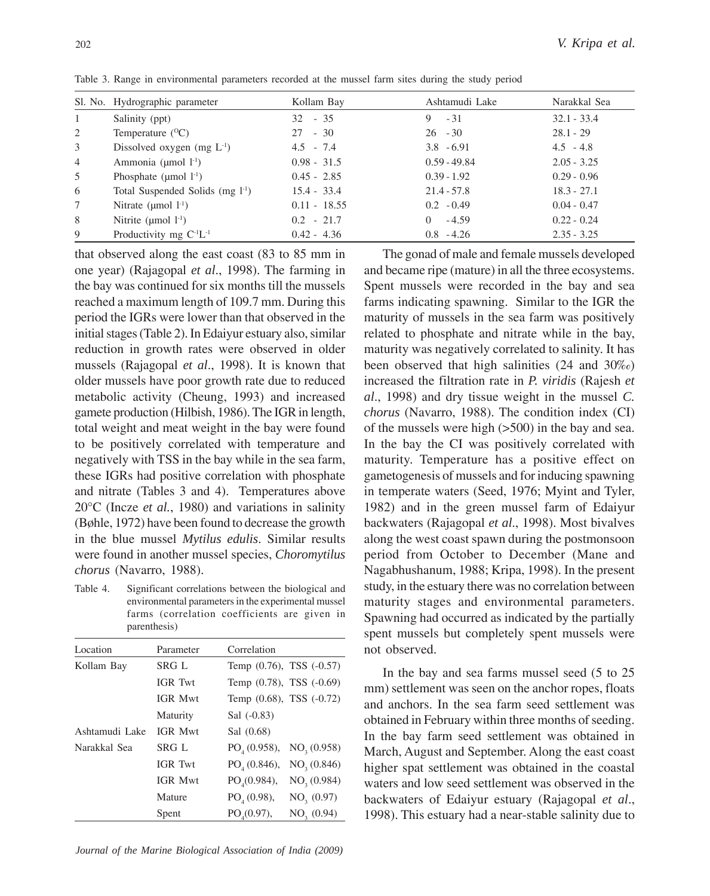Table 3. Range in environmental parameters recorded at the mussel farm sites during the study period

| Sl. No. | Hydrographic parameter | Kollam Bay | Ashtamudi Lake | Narakkal Sea |
|---|---|---|---|---|
| 1 | Salinity (ppt) | 32 - 35 | 9 - 31 | 32.1 - 33.4 |
| 2 | Temperature ($^{O}$C) | 27 - 30 | 26 - 30 | 28.1 - 29 |
| 3 | Dissolved oxygen (mg $L^{-1}$) | 4.5 - 7.4 | 3.8 - 6.91 | 4.5 - 4.8 |
| 4 | Ammonia (µmol $l^{-1}$) | 0.98 - 31.5 | 0.59 - 49.84 | 2.05 - 3.25 |
| 5 | Phosphate (µmol $l^{-1}$) | 0.45 - 2.85 | 0.39 - 1.92 | 0.29 - 0.96 |
| 6 | Total Suspended Solids (mg $l^{-1}$) | 15.4 - 33.4 | 21.4 - 57.8 | 18.3 - 27.1 |
| 7 | Nitrate (µmol $l^{-1}$) | 0.11 - 18.55 | 0.2 - 0.49 | 0.04 - 0.47 |
| 8 | Nitrite (µmol $l^{-1}$) | 0.2 - 21.7 | 0 - 4.59 | 0.22 - 0.24 |
| 9 | Productivity mg $C^{-1}L^{-1}$ | 0.42 - 4.36 | 0.8 - 4.26 | 2.35 - 3.25 |

that observed along the east coast (83 to 85 mm in one year) (Rajagopal *et al*., 1998). The farming in the bay was continued for six months till the mussels reached a maximum length of 109.7 mm. During this period the IGRs were lower than that observed in the initial stages (Table 2). In Edaiyur estuary also, similar reduction in growth rates were observed in older mussels (Rajagopal *et al*., 1998). It is known that older mussels have poor growth rate due to reduced metabolic activity (Cheung, 1993) and increased gamete production (Hilbish, 1986). The IGR in length, total weight and meat weight in the bay were found to be positively correlated with temperature and negatively with TSS in the bay while in the sea farm, these IGRs had positive correlation with phosphate and nitrate (Tables 3 and 4). Temperatures above 20°C (Incze *et al.*, 1980) and variations in salinity (Bøhle, 1972) have been found to decrease the growth in the blue mussel *Mytilus edulis*. Similar results were found in another mussel species, *Choromytilus chorus* (Navarro, 1988).

Table 4. Significant correlations between the biological and environmental parameters in the experimental mussel farms (correlation coefficients are given in parenthesis)

| Location | Parameter | Correlation |
|---|---|---|
| Kollam Bay | SRG L | Temp (0.76), TSS (-0.57) |
| | IGR Twt | Temp (0.78), TSS (-0.69) |
| | IGR Mwt | Temp (0.68), TSS (-0.72) |
| | Maturity | Sal (-0.83) |
| Ashtamudi Lake | IGR Mwt | Sal (0.68) |
| Narakkal Sea | SRG L | $PO_4$ (0.958), $NO_3$ (0.958) |
| | IGR Twt | $PO_4$ (0.846), $NO_3$ (0.846) |
| | IGR Mwt | $PO_4$(0.984), $NO_3$ (0.984) |
| | Mature | $PO_4$ (0.98), $NO_3$ (0.97) |
| | Spent | $PO_4$(0.97), $NO_3$ (0.94) |

The gonad of male and female mussels developed and became ripe (mature) in all the three ecosystems. Spent mussels were recorded in the bay and sea farms indicating spawning. Similar to the IGR the maturity of mussels in the sea farm was positively related to phosphate and nitrate while in the bay, maturity was negatively correlated to salinity. It has been observed that high salinities (24 and 30‰) increased the filtration rate in *P. viridis* (Rajesh *et al*., 1998) and dry tissue weight in the mussel *C. chorus* (Navarro, 1988). The condition index (CI) of the mussels were high (>500) in the bay and sea. In the bay the CI was positively correlated with maturity. Temperature has a positive effect on gametogenesis of mussels and for inducing spawning in temperate waters (Seed, 1976; Myint and Tyler, 1982) and in the green mussel farm of Edaiyur backwaters (Rajagopal *et al.*, 1998). Most bivalves along the west coast spawn during the postmonsoon period from October to December (Mane and Nagabhushanum, 1988; Kripa, 1998). In the present study, in the estuary there was no correlation between maturity stages and environmental parameters. Spawning had occurred as indicated by the partially spent mussels but completely spent mussels were not observed.

In the bay and sea farms mussel seed (5 to 25 mm) settlement was seen on the anchor ropes, floats and anchors. In the sea farm seed settlement was obtained in February within three months of seeding. In the bay farm seed settlement was obtained in March, August and September. Along the east coast higher spat settlement was obtained in the coastal waters and low seed settlement was observed in the backwaters of Edaiyur estuary (Rajagopal *et al*., 1998). This estuary had a near-stable salinity due to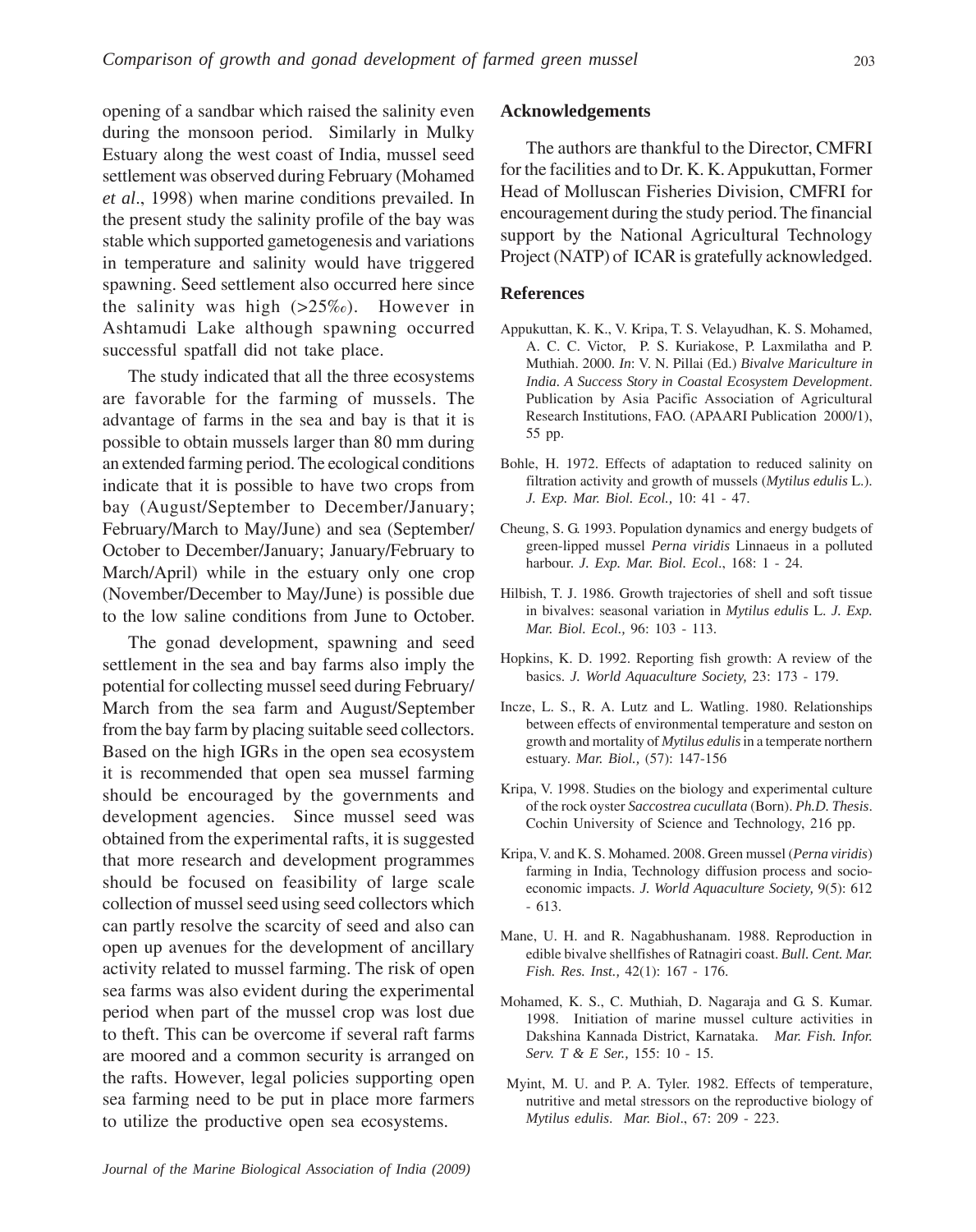opening of a sandbar which raised the salinity even during the monsoon period. Similarly in Mulky Estuary along the west coast of India, mussel seed settlement was observed during February (Mohamed *et al*., 1998) when marine conditions prevailed. In the present study the salinity profile of the bay was stable which supported gametogenesis and variations in temperature and salinity would have triggered spawning. Seed settlement also occurred here since the salinity was high (>25‰). However in Ashtamudi Lake although spawning occurred successful spatfall did not take place.

The study indicated that all the three ecosystems are favorable for the farming of mussels. The advantage of farms in the sea and bay is that it is possible to obtain mussels larger than 80 mm during an extended farming period. The ecological conditions indicate that it is possible to have two crops from bay (August/September to December/January; February/March to May/June) and sea (September/October to December/January; January/February to March/April) while in the estuary only one crop (November/December to May/June) is possible due to the low saline conditions from June to October.

The gonad development, spawning and seed settlement in the sea and bay farms also imply the potential for collecting mussel seed during February/March from the sea farm and August/September from the bay farm by placing suitable seed collectors. Based on the high IGRs in the open sea ecosystem it is recommended that open sea mussel farming should be encouraged by the governments and development agencies. Since mussel seed was obtained from the experimental rafts, it is suggested that more research and development programmes should be focused on feasibility of large scale collection of mussel seed using seed collectors which can partly resolve the scarcity of seed and also can open up avenues for the development of ancillary activity related to mussel farming. The risk of open sea farms was also evident during the experimental period when part of the mussel crop was lost due to theft. This can be overcome if several raft farms are moored and a common security is arranged on the rafts. However, legal policies supporting open sea farming need to be put in place more farmers to utilize the productive open sea ecosystems.

## Acknowledgements

The authors are thankful to the Director, CMFRI for the facilities and to Dr. K. K. Appukuttan, Former Head of Molluscan Fisheries Division, CMFRI for encouragement during the study period. The financial support by the National Agricultural Technology Project (NATP) of ICAR is gratefully acknowledged.

## References

Appukuttan, K. K., V. Kripa, T. S. Velayudhan, K. S. Mohamed, A. C. C. Victor, P. S. Kuriakose, P. Laxmilatha and P. Muthiah. 2000. *In*: V. N. Pillai (Ed.) *Bivalve Mariculture in India. A Success Story in Coastal Ecosystem Development*. Publication by Asia Pacific Association of Agricultural Research Institutions, FAO. (APAARI Publication 2000/1), 55 pp.

Bohle, H. 1972. Effects of adaptation to reduced salinity on filtration activity and growth of mussels (*Mytilus edulis* L.). *J. Exp. Mar. Biol. Ecol.,* 10: 41 - 47.

Cheung, S. G. 1993. Population dynamics and energy budgets of green-lipped mussel *Perna viridis* Linnaeus in a polluted harbour. *J. Exp. Mar. Biol. Ecol*., 168: 1 - 24.

Hilbish, T. J. 1986. Growth trajectories of shell and soft tissue in bivalves: seasonal variation in *Mytilus edulis* L. *J. Exp. Mar. Biol. Ecol.,* 96: 103 - 113.

Hopkins, K. D. 1992. Reporting fish growth: A review of the basics. *J. World Aquaculture Society,* 23: 173 - 179.

Incze, L. S., R. A. Lutz and L. Watling. 1980. Relationships between effects of environmental temperature and seston on growth and mortality of *Mytilus edulis* in a temperate northern estuary. *Mar. Biol.,* (57): 147-156

Kripa, V. 1998. Studies on the biology and experimental culture of the rock oyster *Saccostrea cucullata* (Born). *Ph.D. Thesis*. Cochin University of Science and Technology, 216 pp.

Kripa, V. and K. S. Mohamed. 2008. Green mussel (*Perna viridis*) farming in India, Technology diffusion process and socio-economic impacts. *J. World Aquaculture Society,* 9(5): 612 - 613.

Mane, U. H. and R. Nagabhushanam. 1988. Reproduction in edible bivalve shellfishes of Ratnagiri coast. *Bull. Cent. Mar. Fish. Res. Inst.,* 42(1): 167 - 176.

Mohamed, K. S., C. Muthiah, D. Nagaraja and G. S. Kumar. 1998. Initiation of marine mussel culture activities in Dakshina Kannada District, Karnataka. *Mar. Fish. Infor. Serv. T & E Ser.,* 155: 10 - 15.

Myint, M. U. and P. A. Tyler. 1982. Effects of temperature, nutritive and metal stressors on the reproductive biology of *Mytilus edulis*. *Mar. Biol*., 67: 209 - 223.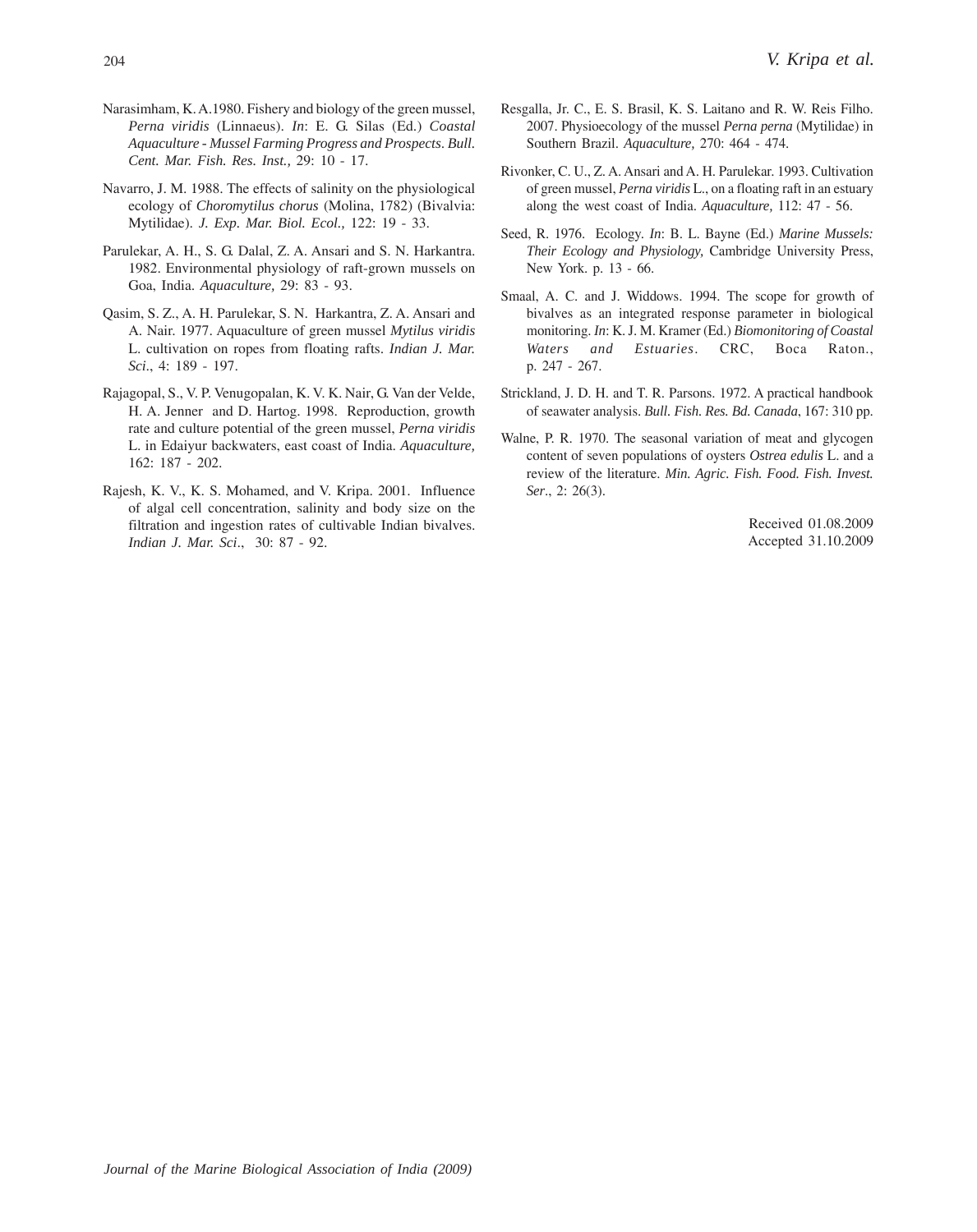Narasimham, K. A.1980. Fishery and biology of the green mussel, *Perna viridis* (Linnaeus). *In*: E. G. Silas (Ed.) *Coastal Aquaculture - Mussel Farming Progress and Prospects. Bull. Cent. Mar. Fish. Res. Inst.,* 29: 10 - 17.

Navarro, J. M. 1988. The effects of salinity on the physiological ecology of *Choromytilus chorus* (Molina, 1782) (Bivalvia: Mytilidae). *J. Exp. Mar. Biol. Ecol.,* 122: 19 - 33.

Parulekar, A. H., S. G. Dalal, Z. A. Ansari and S. N. Harkantra. 1982. Environmental physiology of raft-grown mussels on Goa, India. *Aquaculture,* 29: 83 - 93.

Qasim, S. Z., A. H. Parulekar, S. N. Harkantra, Z. A. Ansari and A. Nair. 1977. Aquaculture of green mussel *Mytilus viridis* L. cultivation on ropes from floating rafts. *Indian J. Mar. Sci*., 4: 189 - 197.

Rajagopal, S., V. P. Venugopalan, K. V. K. Nair, G. Van der Velde, H. A. Jenner and D. Hartog. 1998. Reproduction, growth rate and culture potential of the green mussel, *Perna viridis* L. in Edaiyur backwaters, east coast of India. *Aquaculture,* 162: 187 - 202.

Rajesh, K. V., K. S. Mohamed, and V. Kripa. 2001. Influence of algal cell concentration, salinity and body size on the filtration and ingestion rates of cultivable Indian bivalves. *Indian J. Mar. Sci*., 30: 87 - 92.

Resgalla, Jr. C., E. S. Brasil, K. S. Laitano and R. W. Reis Filho. 2007. Physioecology of the mussel *Perna perna* (Mytilidae) in Southern Brazil. *Aquaculture,* 270: 464 - 474.

Rivonker, C. U., Z. A. Ansari and A. H. Parulekar. 1993. Cultivation of green mussel, *Perna viridis* L., on a floating raft in an estuary along the west coast of India. *Aquaculture,* 112: 47 - 56.

Seed, R. 1976. Ecology. *In*: B. L. Bayne (Ed.) *Marine Mussels: Their Ecology and Physiology,* Cambridge University Press, New York. p. 13 - 66.

Smaal, A. C. and J. Widdows. 1994. The scope for growth of bivalves as an integrated response parameter in biological monitoring. *In*: K. J. M. Kramer (Ed.) *Biomonitoring of Coastal Waters and Estuaries*. CRC, Boca Raton., p. 247 - 267.

Strickland, J. D. H. and T. R. Parsons. 1972. A practical handbook of seawater analysis. *Bull. Fish. Res. Bd. Canada*, 167: 310 pp.

Walne, P. R. 1970. The seasonal variation of meat and glycogen content of seven populations of oysters *Ostrea edulis* L. and a review of the literature. *Min. Agric. Fish. Food. Fish. Invest. Ser*., 2: 26(3).

Received 01.08.2009
Accepted 31.10.2009